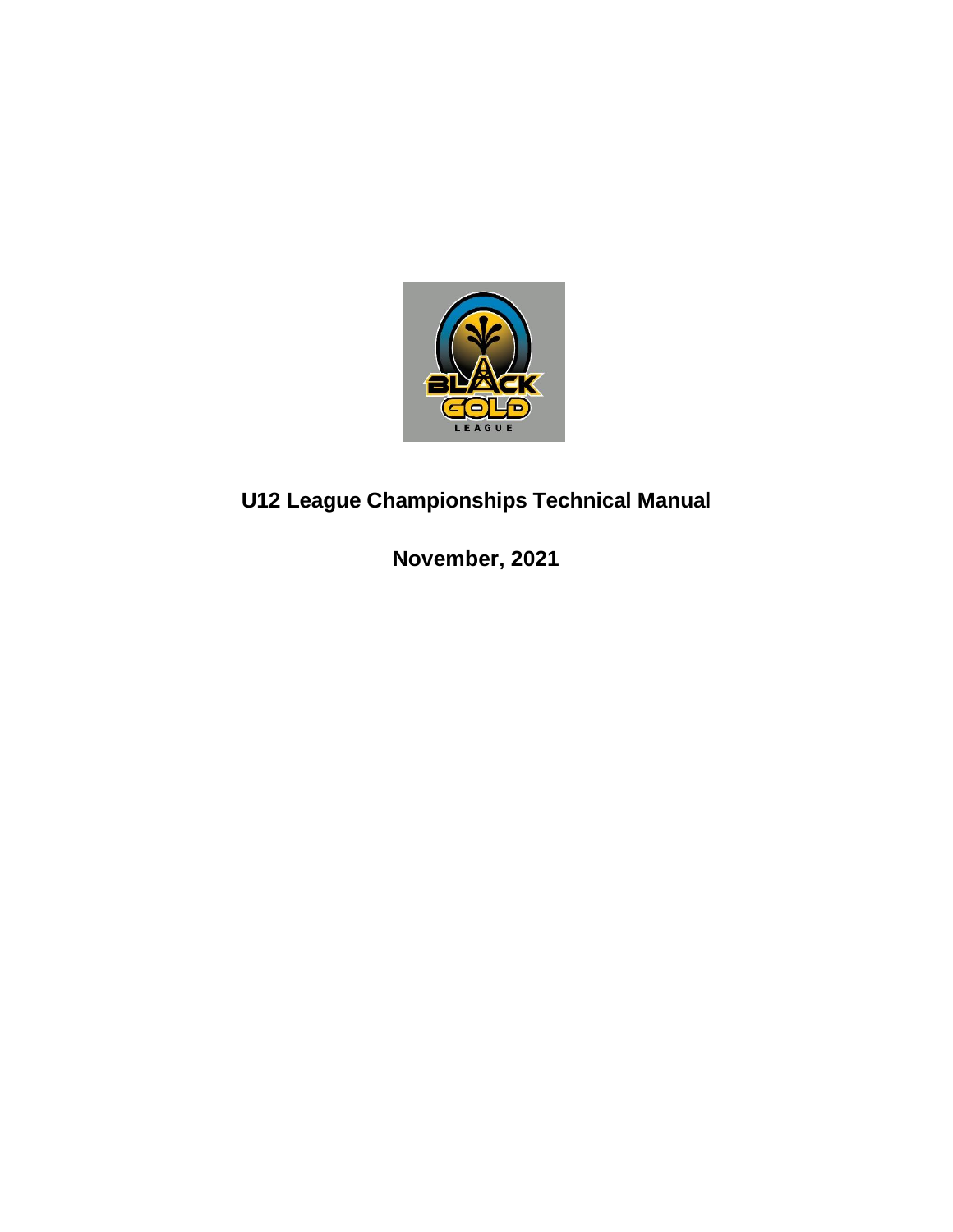# U12 League Championships Technical Manual

**November, 2021**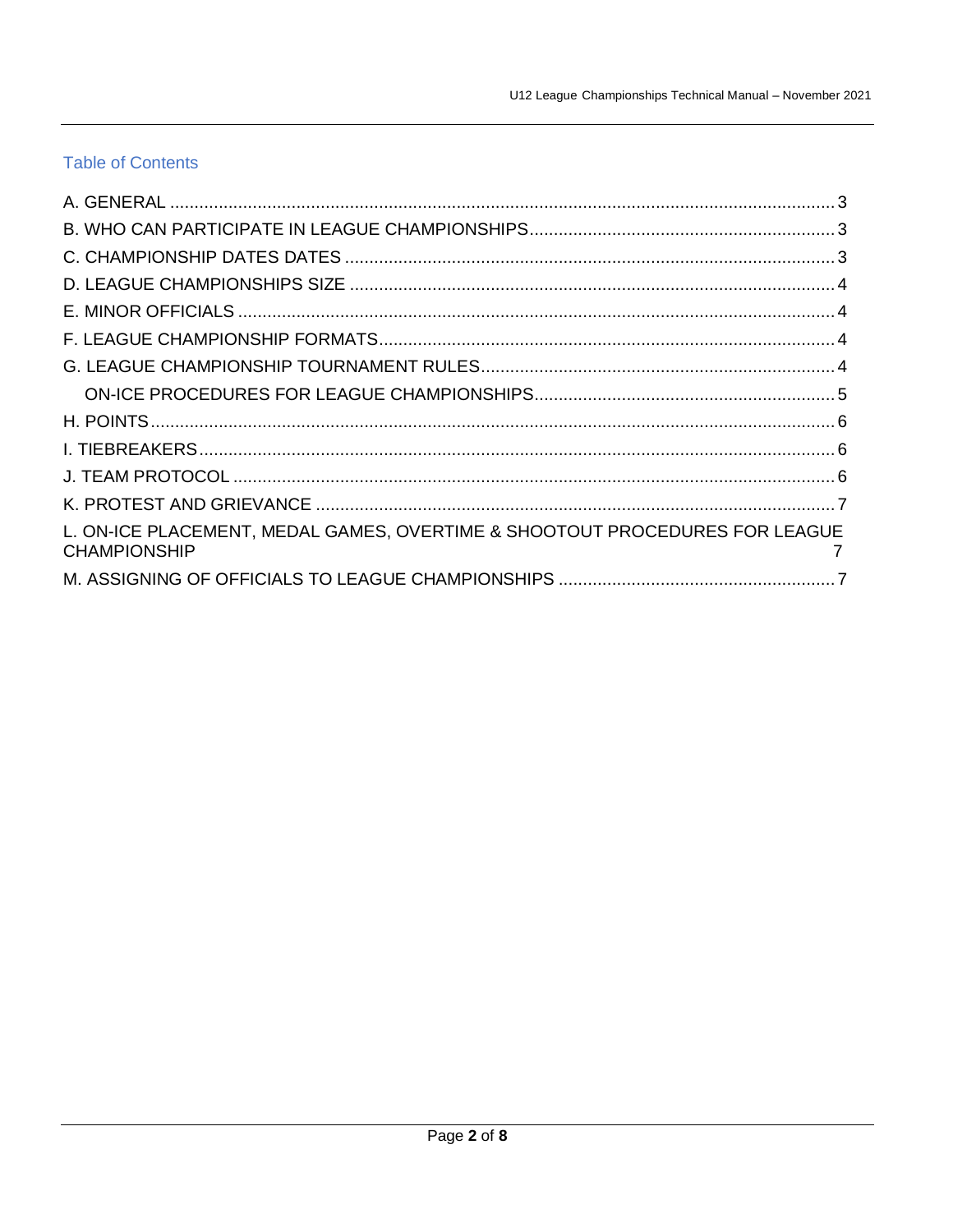## Table of Contents

A. GENERAL ........................................................................................................................................ 3

B. WHO CAN PARTICIPATE IN LEAGUE CHAMPIONSHIPS............................................................... 3

C. CHAMPIONSHIP DATES DATES .................................................................................................... 3

D. LEAGUE CHAMPIONSHIPS SIZE ................................................................................................... 4

E. MINOR OFFICIALS ......................................................................................................................... 4

F. LEAGUE CHAMPIONSHIP FORMATS............................................................................................. 4

G. LEAGUE CHAMPIONSHIP TOURNAMENT RULES......................................................................... 4

 ON-ICE PROCEDURES FOR LEAGUE CHAMPIONSHIPS............................................................. 5

H. POINTS........................................................................................................................................... 6

I. TIEBREAKERS................................................................................................................................. 6

J. TEAM PROTOCOL .......................................................................................................................... 6

K. PROTEST AND GRIEVANCE .......................................................................................................... 7

L. ON-ICE PLACEMENT, MEDAL GAMES, OVERTIME & SHOOTOUT PROCEDURES FOR LEAGUE CHAMPIONSHIP 7

M. ASSIGNING OF OFFICIALS TO LEAGUE CHAMPIONSHIPS ......................................................... 7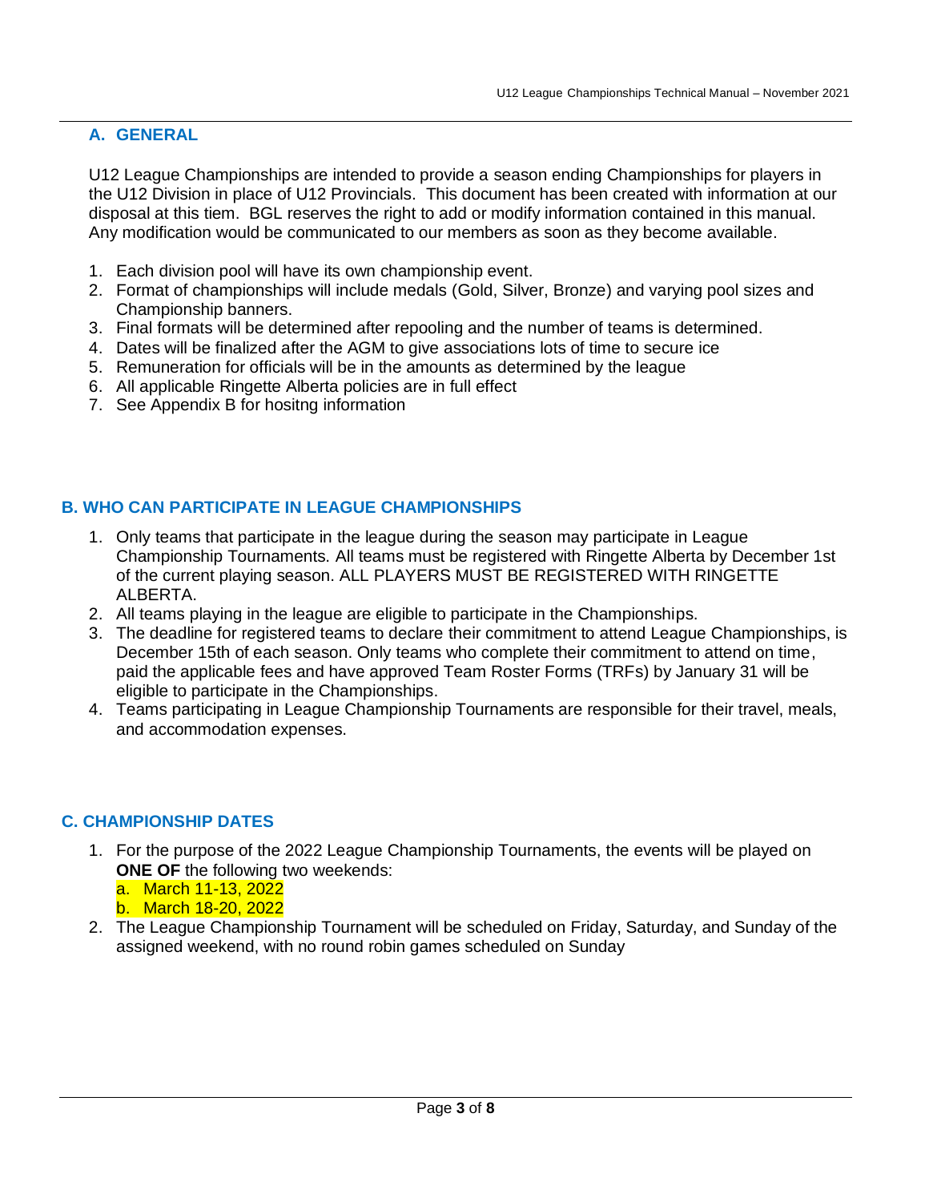## A. GENERAL

U12 League Championships are intended to provide a season ending Championships for players in the U12 Division in place of U12 Provincials. This document has been created with information at our disposal at this tiem. BGL reserves the right to add or modify information contained in this manual. Any modification would be communicated to our members as soon as they become available.

1. Each division pool will have its own championship event.
2. Format of championships will include medals (Gold, Silver, Bronze) and varying pool sizes and Championship banners.
3. Final formats will be determined after repooling and the number of teams is determined.
4. Dates will be finalized after the AGM to give associations lots of time to secure ice
5. Remuneration for officials will be in the amounts as determined by the league
6. All applicable Ringette Alberta policies are in full effect
7. See Appendix B for hositng information

## B. WHO CAN PARTICIPATE IN LEAGUE CHAMPIONSHIPS

1. Only teams that participate in the league during the season may participate in League Championship Tournaments. All teams must be registered with Ringette Alberta by December 1st of the current playing season. ALL PLAYERS MUST BE REGISTERED WITH RINGETTE ALBERTA.
2. All teams playing in the league are eligible to participate in the Championships.
3. The deadline for registered teams to declare their commitment to attend League Championships, is December 15th of each season. Only teams who complete their commitment to attend on time, paid the applicable fees and have approved Team Roster Forms (TRFs) by January 31 will be eligible to participate in the Championships.
4. Teams participating in League Championship Tournaments are responsible for their travel, meals, and accommodation expenses.

## C. CHAMPIONSHIP DATES

1. For the purpose of the 2022 League Championship Tournaments, the events will be played on **ONE OF** the following two weekends:
   a. March 11-13, 2022
   b. March 18-20, 2022
2. The League Championship Tournament will be scheduled on Friday, Saturday, and Sunday of the assigned weekend, with no round robin games scheduled on Sunday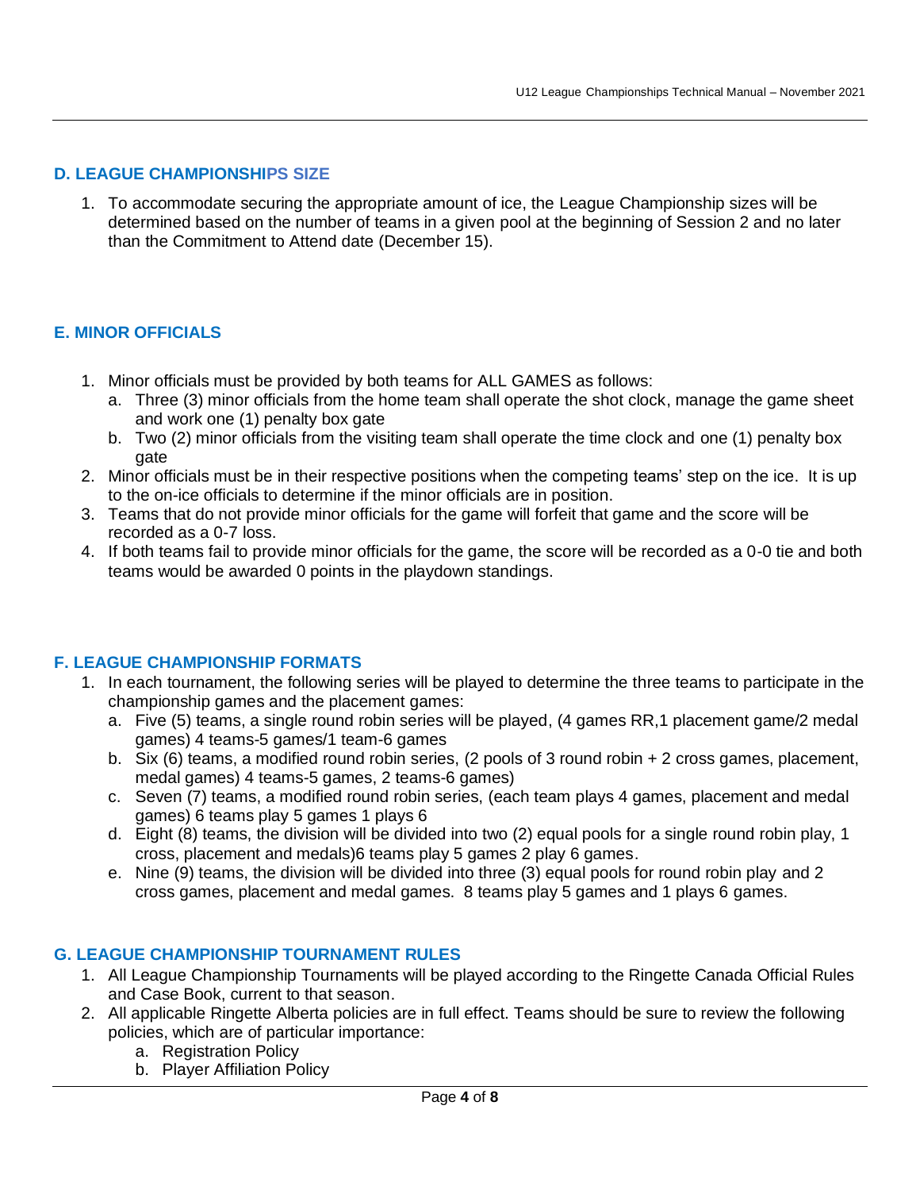## D. LEAGUE CHAMPIONSHIPS SIZE

1. To accommodate securing the appropriate amount of ice, the League Championship sizes will be determined based on the number of teams in a given pool at the beginning of Session 2 and no later than the Commitment to Attend date (December 15).

## E. MINOR OFFICIALS

1. Minor officials must be provided by both teams for ALL GAMES as follows:
   a. Three (3) minor officials from the home team shall operate the shot clock, manage the game sheet and work one (1) penalty box gate
   b. Two (2) minor officials from the visiting team shall operate the time clock and one (1) penalty box gate
2. Minor officials must be in their respective positions when the competing teams' step on the ice. It is up to the on-ice officials to determine if the minor officials are in position.
3. Teams that do not provide minor officials for the game will forfeit that game and the score will be recorded as a 0-7 loss.
4. If both teams fail to provide minor officials for the game, the score will be recorded as a 0-0 tie and both teams would be awarded 0 points in the playdown standings.

## F. LEAGUE CHAMPIONSHIP FORMATS

1. In each tournament, the following series will be played to determine the three teams to participate in the championship games and the placement games:
   a. Five (5) teams, a single round robin series will be played, (4 games RR,1 placement game/2 medal games) 4 teams-5 games/1 team-6 games
   b. Six (6) teams, a modified round robin series, (2 pools of 3 round robin + 2 cross games, placement, medal games) 4 teams-5 games, 2 teams-6 games)
   c. Seven (7) teams, a modified round robin series, (each team plays 4 games, placement and medal games) 6 teams play 5 games 1 plays 6
   d. Eight (8) teams, the division will be divided into two (2) equal pools for a single round robin play, 1 cross, placement and medals)6 teams play 5 games 2 play 6 games.
   e. Nine (9) teams, the division will be divided into three (3) equal pools for round robin play and 2 cross games, placement and medal games. 8 teams play 5 games and 1 plays 6 games.

## G. LEAGUE CHAMPIONSHIP TOURNAMENT RULES

1. All League Championship Tournaments will be played according to the Ringette Canada Official Rules and Case Book, current to that season.
2. All applicable Ringette Alberta policies are in full effect. Teams should be sure to review the following policies, which are of particular importance:
   a. Registration Policy
   b. Player Affiliation Policy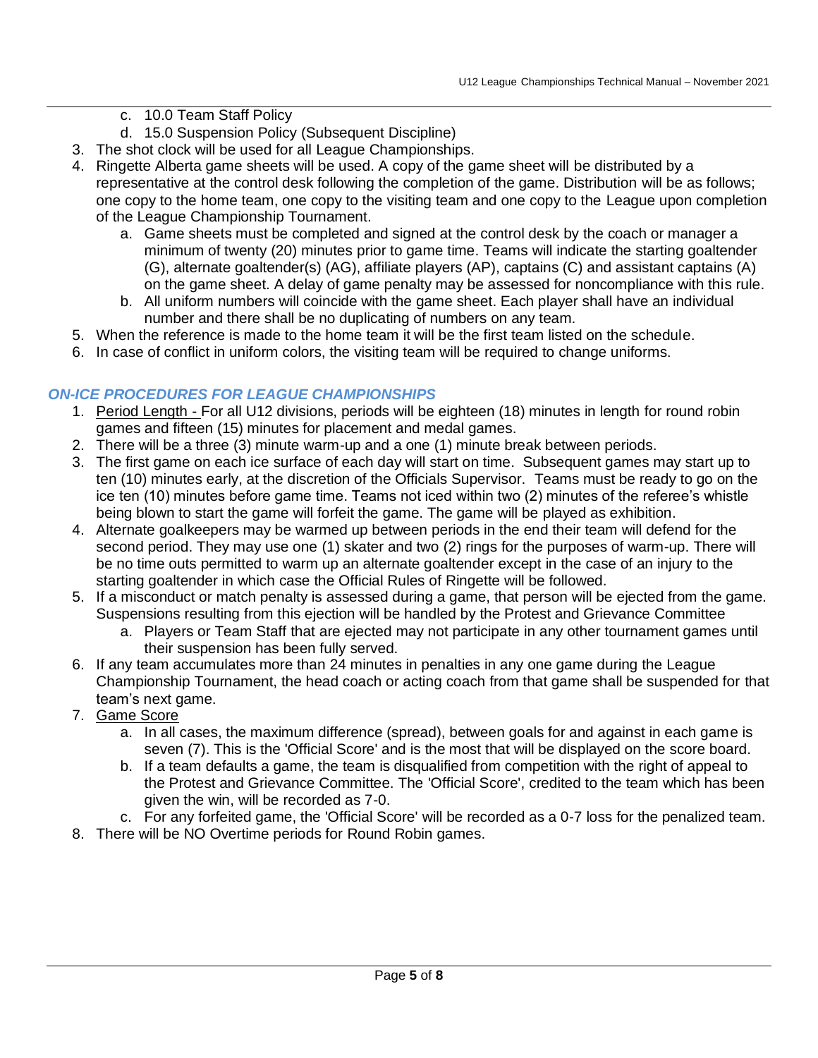c. 10.0 Team Staff Policy
   d. 15.0 Suspension Policy (Subsequent Discipline)
3. The shot clock will be used for all League Championships.
4. Ringette Alberta game sheets will be used. A copy of the game sheet will be distributed by a representative at the control desk following the completion of the game. Distribution will be as follows; one copy to the home team, one copy to the visiting team and one copy to the League upon completion of the League Championship Tournament.
   a. Game sheets must be completed and signed at the control desk by the coach or manager a minimum of twenty (20) minutes prior to game time. Teams will indicate the starting goaltender (G), alternate goaltender(s) (AG), affiliate players (AP), captains (C) and assistant captains (A) on the game sheet. A delay of game penalty may be assessed for noncompliance with this rule.
   b. All uniform numbers will coincide with the game sheet. Each player shall have an individual number and there shall be no duplicating of numbers on any team.
5. When the reference is made to the home team it will be the first team listed on the schedule.
6. In case of conflict in uniform colors, the visiting team will be required to change uniforms.

### *ON-ICE PROCEDURES FOR LEAGUE CHAMPIONSHIPS*

1. Period Length - For all U12 divisions, periods will be eighteen (18) minutes in length for round robin games and fifteen (15) minutes for placement and medal games.
2. There will be a three (3) minute warm-up and a one (1) minute break between periods.
3. The first game on each ice surface of each day will start on time. Subsequent games may start up to ten (10) minutes early, at the discretion of the Officials Supervisor. Teams must be ready to go on the ice ten (10) minutes before game time. Teams not iced within two (2) minutes of the referee's whistle being blown to start the game will forfeit the game. The game will be played as exhibition.
4. Alternate goalkeepers may be warmed up between periods in the end their team will defend for the second period. They may use one (1) skater and two (2) rings for the purposes of warm-up. There will be no time outs permitted to warm up an alternate goaltender except in the case of an injury to the starting goaltender in which case the Official Rules of Ringette will be followed.
5. If a misconduct or match penalty is assessed during a game, that person will be ejected from the game. Suspensions resulting from this ejection will be handled by the Protest and Grievance Committee
   a. Players or Team Staff that are ejected may not participate in any other tournament games until their suspension has been fully served.
6. If any team accumulates more than 24 minutes in penalties in any one game during the League Championship Tournament, the head coach or acting coach from that game shall be suspended for that team's next game.
7. Game Score
   a. In all cases, the maximum difference (spread), between goals for and against in each game is seven (7). This is the 'Official Score' and is the most that will be displayed on the score board.
   b. If a team defaults a game, the team is disqualified from competition with the right of appeal to the Protest and Grievance Committee. The 'Official Score', credited to the team which has been given the win, will be recorded as 7-0.
   c. For any forfeited game, the 'Official Score' will be recorded as a 0-7 loss for the penalized team.
8. There will be NO Overtime periods for Round Robin games.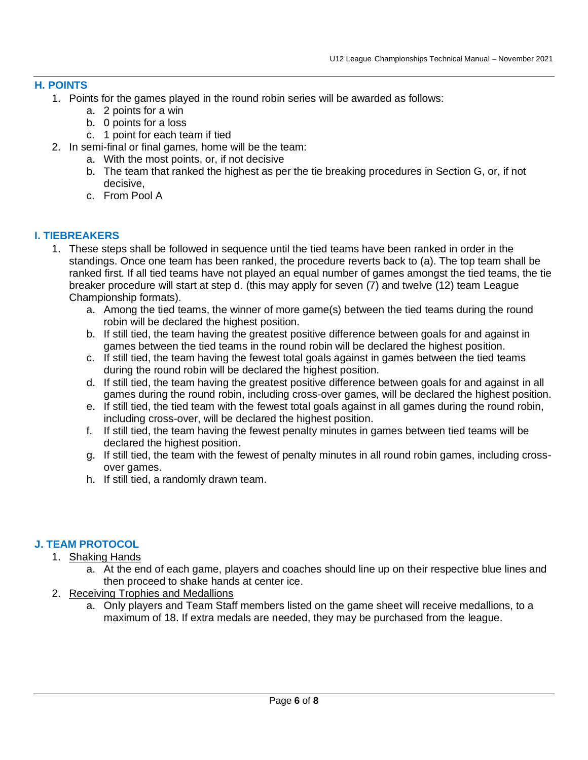## H. POINTS

1. Points for the games played in the round robin series will be awarded as follows:
    a. 2 points for a win
    b. 0 points for a loss
    c. 1 point for each team if tied
2. In semi-final or final games, home will be the team:
    a. With the most points, or, if not decisive
    b. The team that ranked the highest as per the tie breaking procedures in Section G, or, if not decisive,
    c. From Pool A

## I. TIEBREAKERS

1. These steps shall be followed in sequence until the tied teams have been ranked in order in the standings. Once one team has been ranked, the procedure reverts back to (a). The top team shall be ranked first. If all tied teams have not played an equal number of games amongst the tied teams, the tie breaker procedure will start at step d. (this may apply for seven (7) and twelve (12) team League Championship formats).
    a. Among the tied teams, the winner of more game(s) between the tied teams during the round robin will be declared the highest position.
    b. If still tied, the team having the greatest positive difference between goals for and against in games between the tied teams in the round robin will be declared the highest position.
    c. If still tied, the team having the fewest total goals against in games between the tied teams during the round robin will be declared the highest position.
    d. If still tied, the team having the greatest positive difference between goals for and against in all games during the round robin, including cross-over games, will be declared the highest position.
    e. If still tied, the tied team with the fewest total goals against in all games during the round robin, including cross-over, will be declared the highest position.
    f. If still tied, the team having the fewest penalty minutes in games between tied teams will be declared the highest position.
    g. If still tied, the team with the fewest of penalty minutes in all round robin games, including cross-over games.
    h. If still tied, a randomly drawn team.

## J. TEAM PROTOCOL

1. <u>Shaking Hands</u>
    a. At the end of each game, players and coaches should line up on their respective blue lines and then proceed to shake hands at center ice.
2. <u>Receiving Trophies and Medallions</u>
    a. Only players and Team Staff members listed on the game sheet will receive medallions, to a maximum of 18. If extra medals are needed, they may be purchased from the league.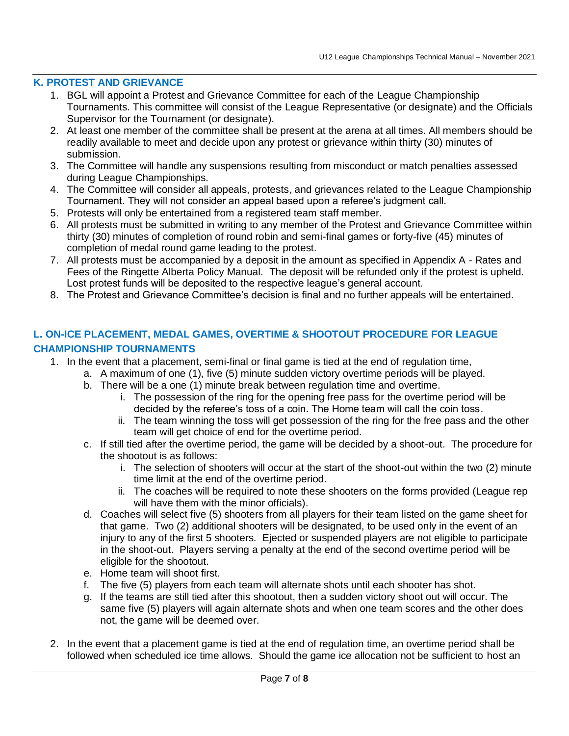## K. PROTEST AND GRIEVANCE

1. BGL will appoint a Protest and Grievance Committee for each of the League Championship Tournaments. This committee will consist of the League Representative (or designate) and the Officials Supervisor for the Tournament (or designate).
2. At least one member of the committee shall be present at the arena at all times. All members should be readily available to meet and decide upon any protest or grievance within thirty (30) minutes of submission.
3. The Committee will handle any suspensions resulting from misconduct or match penalties assessed during League Championships.
4. The Committee will consider all appeals, protests, and grievances related to the League Championship Tournament. They will not consider an appeal based upon a referee's judgment call.
5. Protests will only be entertained from a registered team staff member.
6. All protests must be submitted in writing to any member of the Protest and Grievance Committee within thirty (30) minutes of completion of round robin and semi-final games or forty-five (45) minutes of completion of medal round game leading to the protest.
7. All protests must be accompanied by a deposit in the amount as specified in Appendix A - Rates and Fees of the Ringette Alberta Policy Manual. The deposit will be refunded only if the protest is upheld. Lost protest funds will be deposited to the respective league's general account.
8. The Protest and Grievance Committee's decision is final and no further appeals will be entertained.

## L. ON-ICE PLACEMENT, MEDAL GAMES, OVERTIME & SHOOTOUT PROCEDURE FOR LEAGUE CHAMPIONSHIP TOURNAMENTS

1. In the event that a placement, semi-final or final game is tied at the end of regulation time,
   a. A maximum of one (1), five (5) minute sudden victory overtime periods will be played.
   b. There will be a one (1) minute break between regulation time and overtime.
      i. The possession of the ring for the opening free pass for the overtime period will be decided by the referee's toss of a coin. The Home team will call the coin toss.
      ii. The team winning the toss will get possession of the ring for the free pass and the other team will get choice of end for the overtime period.
   c. If still tied after the overtime period, the game will be decided by a shoot-out. The procedure for the shootout is as follows:
      i. The selection of shooters will occur at the start of the shoot-out within the two (2) minute time limit at the end of the overtime period.
      ii. The coaches will be required to note these shooters on the forms provided (League rep will have them with the minor officials).
   d. Coaches will select five (5) shooters from all players for their team listed on the game sheet for that game. Two (2) additional shooters will be designated, to be used only in the event of an injury to any of the first 5 shooters. Ejected or suspended players are not eligible to participate in the shoot-out. Players serving a penalty at the end of the second overtime period will be eligible for the shootout.
   e. Home team will shoot first.
   f. The five (5) players from each team will alternate shots until each shooter has shot.
   g. If the teams are still tied after this shootout, then a sudden victory shoot out will occur. The same five (5) players will again alternate shots and when one team scores and the other does not, the game will be deemed over.

2. In the event that a placement game is tied at the end of regulation time, an overtime period shall be followed when scheduled ice time allows. Should the game ice allocation not be sufficient to host an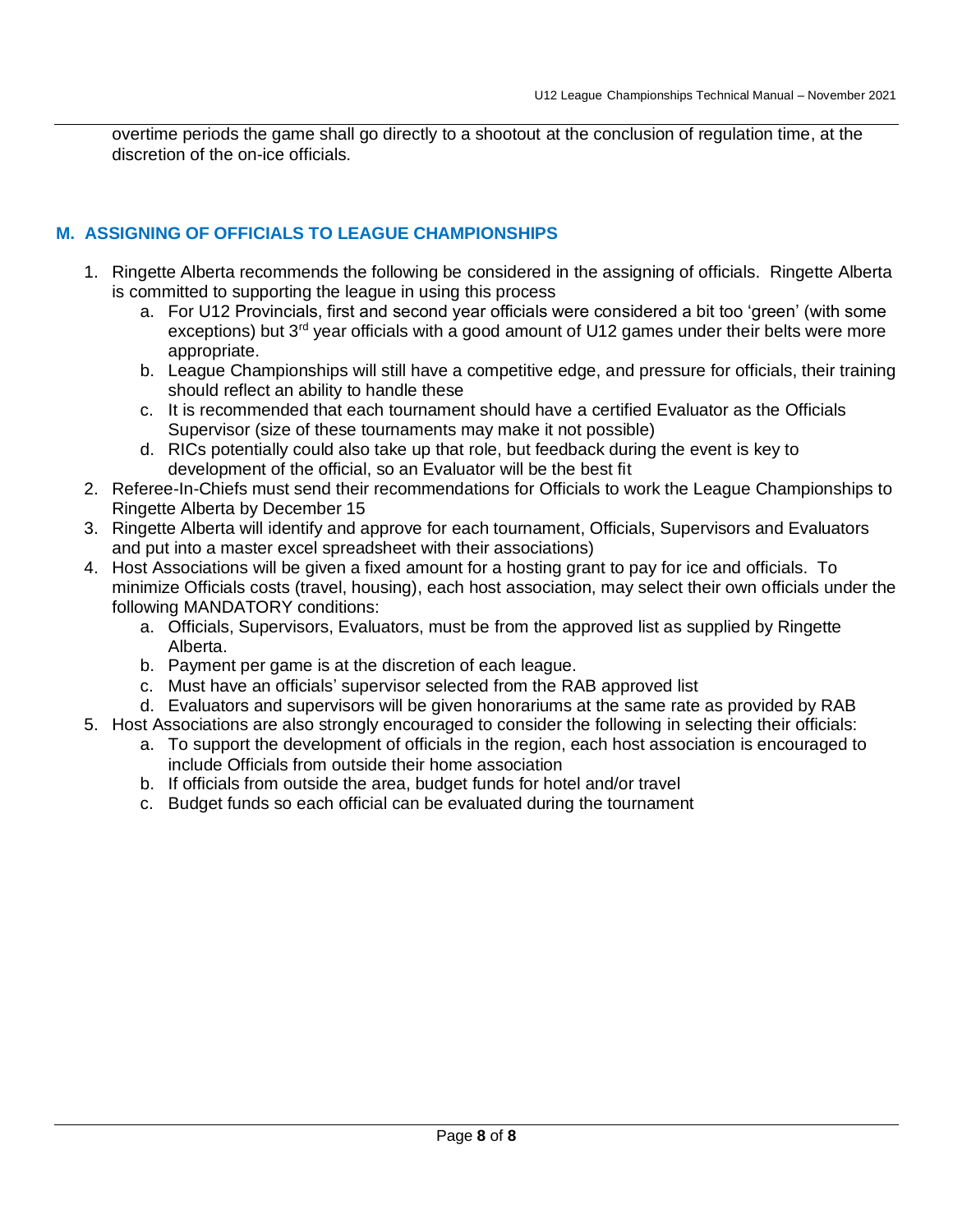overtime periods the game shall go directly to a shootout at the conclusion of regulation time, at the discretion of the on-ice officials.

## M. ASSIGNING OF OFFICIALS TO LEAGUE CHAMPIONSHIPS

1. Ringette Alberta recommends the following be considered in the assigning of officials. Ringette Alberta is committed to supporting the league in using this process
   a. For U12 Provincials, first and second year officials were considered a bit too 'green' (with some exceptions) but 3rd year officials with a good amount of U12 games under their belts were more appropriate.
   b. League Championships will still have a competitive edge, and pressure for officials, their training should reflect an ability to handle these
   c. It is recommended that each tournament should have a certified Evaluator as the Officials Supervisor (size of these tournaments may make it not possible)
   d. RICs potentially could also take up that role, but feedback during the event is key to development of the official, so an Evaluator will be the best fit
2. Referee-In-Chiefs must send their recommendations for Officials to work the League Championships to Ringette Alberta by December 15
3. Ringette Alberta will identify and approve for each tournament, Officials, Supervisors and Evaluators and put into a master excel spreadsheet with their associations)
4. Host Associations will be given a fixed amount for a hosting grant to pay for ice and officials. To minimize Officials costs (travel, housing), each host association, may select their own officials under the following MANDATORY conditions:
   a. Officials, Supervisors, Evaluators, must be from the approved list as supplied by Ringette Alberta.
   b. Payment per game is at the discretion of each league.
   c. Must have an officials' supervisor selected from the RAB approved list
   d. Evaluators and supervisors will be given honorariums at the same rate as provided by RAB
5. Host Associations are also strongly encouraged to consider the following in selecting their officials:
   a. To support the development of officials in the region, each host association is encouraged to include Officials from outside their home association
   b. If officials from outside the area, budget funds for hotel and/or travel
   c. Budget funds so each official can be evaluated during the tournament